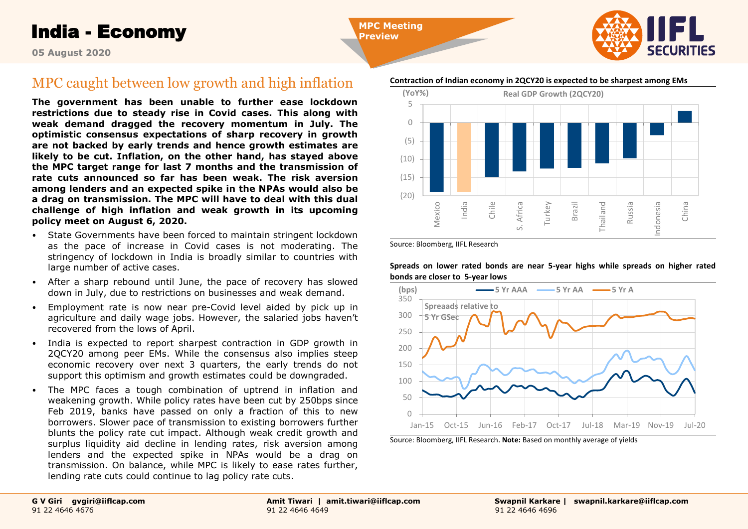# India - Economy

05 August 2020

MPC Meeting Preview

## MPC caught between low growth and high inflation

**The government has been unable to further ease lockdown restrictions due to steady rise in Covid cases. This along with weak demand dragged the recovery momentum in July. The optimistic consensus expectations of sharp recovery in growth are not backed by early trends and hence growth estimates are likely to be cut. Inflation, on the other hand, has stayed above the MPC target range for last 7 months and the transmission of rate cuts announced so far has been weak. The risk aversion among lenders and an expected spike in the NPAs would also be a drag on transmission. The MPC will have to deal with this dual challenge of high inflation and weak growth in its upcoming policy meet on August 6, 2020.**

- State Governments have been forced to maintain stringent lockdown as the pace of increase in Covid cases is not moderating. The stringency of lockdown in India is broadly similar to countries with large number of active cases.
- After a sharp rebound until June, the pace of recovery has slowed down in July, due to restrictions on businesses and weak demand.
- Employment rate is now near pre-Covid level aided by pick up in agriculture and daily wage jobs. However, the salaried jobs haven't recovered from the lows of April.
- India is expected to report sharpest contraction in GDP growth in 2QCY20 among peer EMs. While the consensus also implies steep economic recovery over next 3 quarters, the early trends do not support this optimism and growth estimates could be downgraded.
- The MPC faces a tough combination of uptrend in inflation and weakening growth. While policy rates have been cut by 250bps since Feb 2019, banks have passed on only a fraction of this to new borrowers. Slower pace of transmission to existing borrowers further blunts the policy rate cut impact. Although weak credit growth and surplus liquidity aid decline in lending rates, risk aversion among lenders and the expected spike in NPAs would be a drag on transmission. On balance, while MPC is likely to ease rates further, lending rate cuts could continue to lag policy rate cuts.

**Contraction of Indian economy in 2QCY20 is expected to be sharpest among EMs**

Source: Bloomberg, IIFL Research

**Spreads on lower rated bonds are near 5-year highs while spreads on higher rated bonds are closer to 5-year lows**

Source: Bloomberg, IIFL Research. **Note:** Based on monthly average of yields

G V Giri gvgiri@iiflcap.com 91 22 4646 4676

Amit Tiwari | amit.tiwari@iiflcap.com 91 22 4646 4649

Swapnil Karkare | swapnil.karkare@iiflcap.com 91 22 4646 4696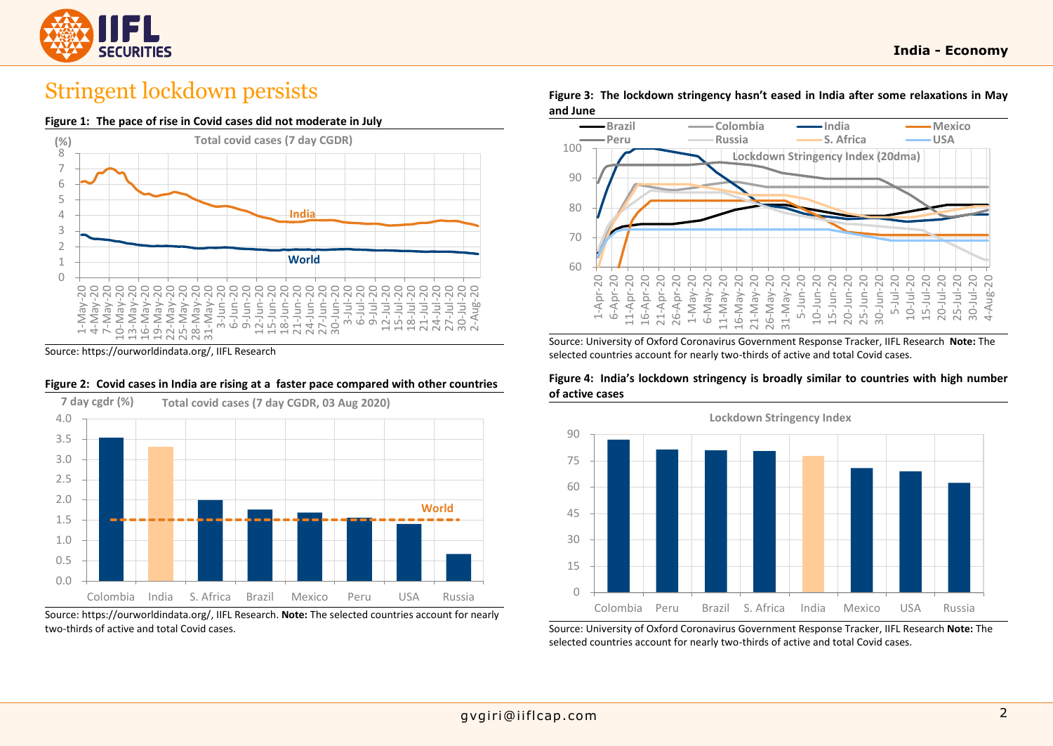# Stringent lockdown persists

**Figure 1: The pace of rise in Covid cases did not moderate in July**

Source: https://ourworldindata.org/, IIFL Research

**Figure 2: Covid cases in India are rising at a faster pace compared with other countries**

Source: https://ourworldindata.org/, IIFL Research. **Note:** The selected countries account for nearly two-thirds of active and total Covid cases.

**Figure 3: The lockdown stringency hasn't eased in India after some relaxations in May and June**

Source: University of Oxford Coronavirus Government Response Tracker, IIFL Research **Note:** The selected countries account for nearly two-thirds of active and total Covid cases.

**Figure 4: India's lockdown stringency is broadly similar to countries with high number of active cases**

Source: University of Oxford Coronavirus Government Response Tracker, IIFL Research **Note:** The selected countries account for nearly two-thirds of active and total Covid cases.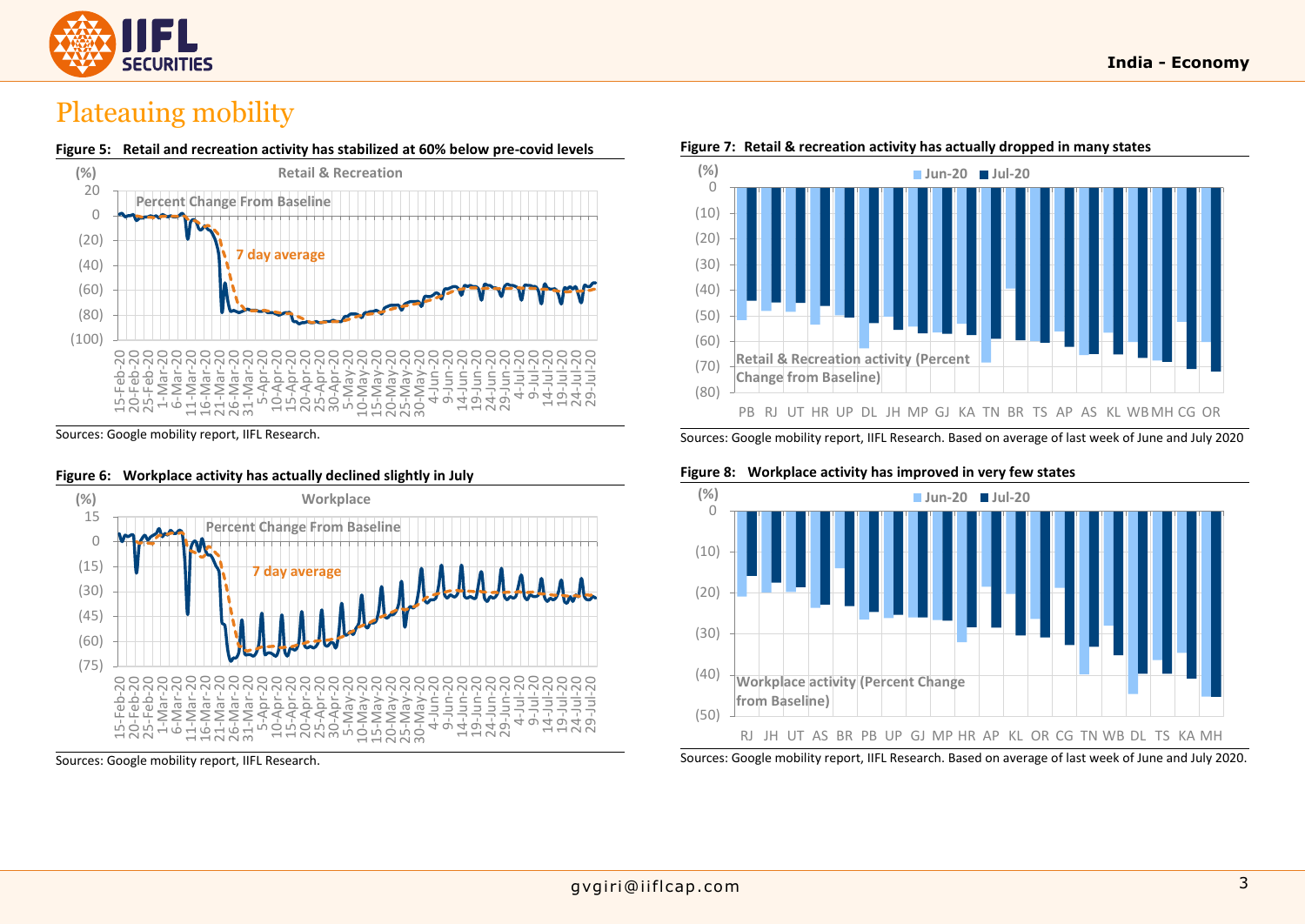# Plateauing mobility

**Figure 5: Retail and recreation activity has stabilized at 60% below pre-covid levels**

Sources: Google mobility report, IIFL Research.

**Figure 6: Workplace activity has actually declined slightly in July**

Sources: Google mobility report, IIFL Research.

**Figure 7: Retail & recreation activity has actually dropped in many states**

Sources: Google mobility report, IIFL Research. Based on average of last week of June and July 2020

**Figure 8: Workplace activity has improved in very few states**

Sources: Google mobility report, IIFL Research. Based on average of last week of June and July 2020.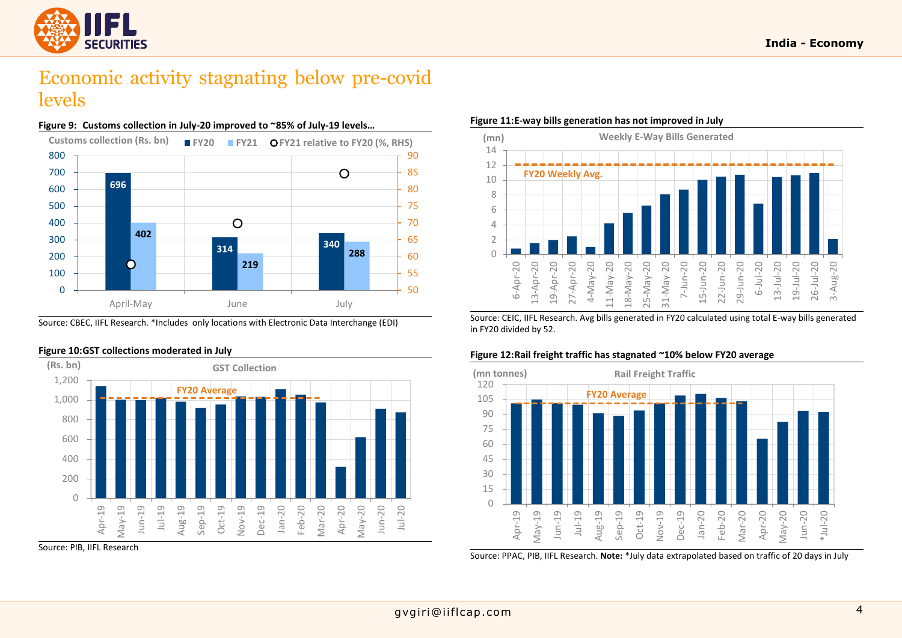# Economic activity stagnating below pre-covid levels

**Figure 9: Customs collection in July-20 improved to ~85% of July-19 levels…**

Customs collection (Rs. bn) — FY20, FY21, FY21 relative to FY20 (%, RHS)

| | FY20 | FY21 |
|---|---|---|
| April-May | 696 | 402 |
| June | 314 | 219 |
| July | 340 | 288 |

Source: CBEC, IIFL Research. *Includes only locations with Electronic Data Interchange (EDI)

**Figure 10:GST collections moderated in July**

Source: PIB, IIFL Research

**Figure 11:E-way bills generation has not improved in July**

Source: CEIC, IIFL Research. Avg bills generated in FY20 calculated using total E-way bills generated in FY20 divided by 52.

**Figure 12:Rail freight traffic has stagnated ~10% below FY20 average**

Source: PPAC, PIB, IIFL Research. **Note:** *July data extrapolated based on traffic of 20 days in July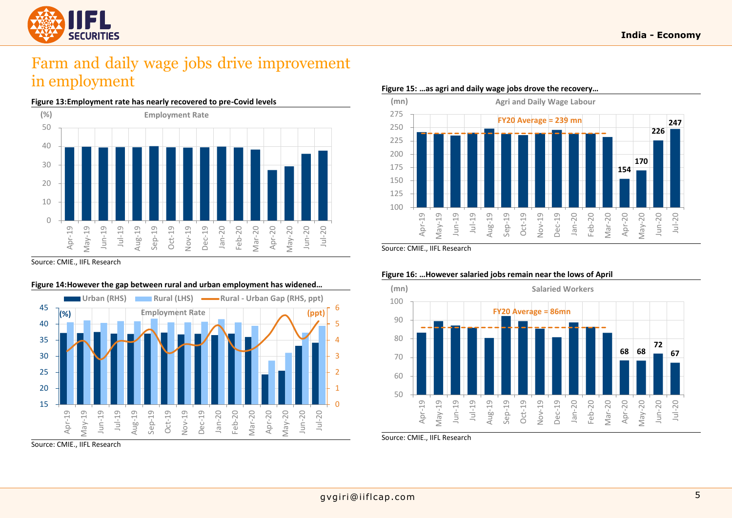# Farm and daily wage jobs drive improvement in employment

**Figure 13:Employment rate has nearly recovered to pre-Covid levels**

Source: CMIE., IIFL Research

**Figure 14:However the gap between rural and urban employment has widened…**

Source: CMIE., IIFL Research

**Figure 15: …as agri and daily wage jobs drove the recovery…**

Source: CMIE., IIFL Research

**Figure 16: …However salaried jobs remain near the lows of April**

Source: CMIE., IIFL Research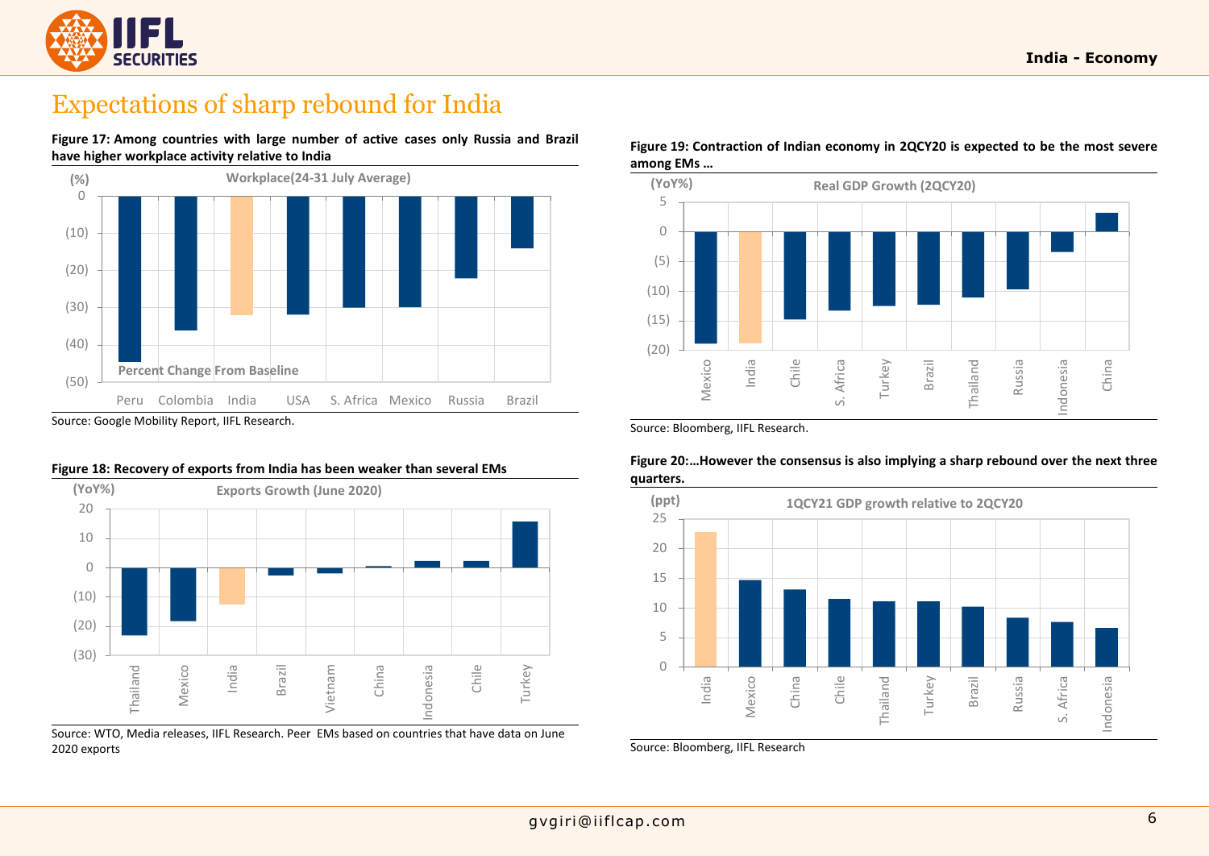# Expectations of sharp rebound for India

**Figure 17: Among countries with large number of active cases only Russia and Brazil have higher workplace activity relative to India**

Workplace(24-31 July Average)

(%)

Percent Change From Baseline

Peru, Colombia, India, USA, S. Africa, Mexico, Russia, Brazil

Source: Google Mobility Report, IIFL Research.

**Figure 18: Recovery of exports from India has been weaker than several EMs**

Exports Growth (June 2020)

(YoY%)

Thailand, Mexico, India, Brazil, Vietnam, China, Indonesia, Chile, Turkey

Source: WTO, Media releases, IIFL Research. Peer EMs based on countries that have data on June 2020 exports

**Figure 19: Contraction of Indian economy in 2QCY20 is expected to be the most severe among EMs …**

Real GDP Growth (2QCY20)

(YoY%)

Mexico, India, Chile, S. Africa, Turkey, Brazil, Thailand, Russia, Indonesia, China

Source: Bloomberg, IIFL Research.

**Figure 20:…However the consensus is also implying a sharp rebound over the next three quarters.**

1QCY21 GDP growth relative to 2QCY20

(ppt)

India, Mexico, China, Chile, Thailand, Turkey, Brazil, Russia, S. Africa, Indonesia

Source: Bloomberg, IIFL Research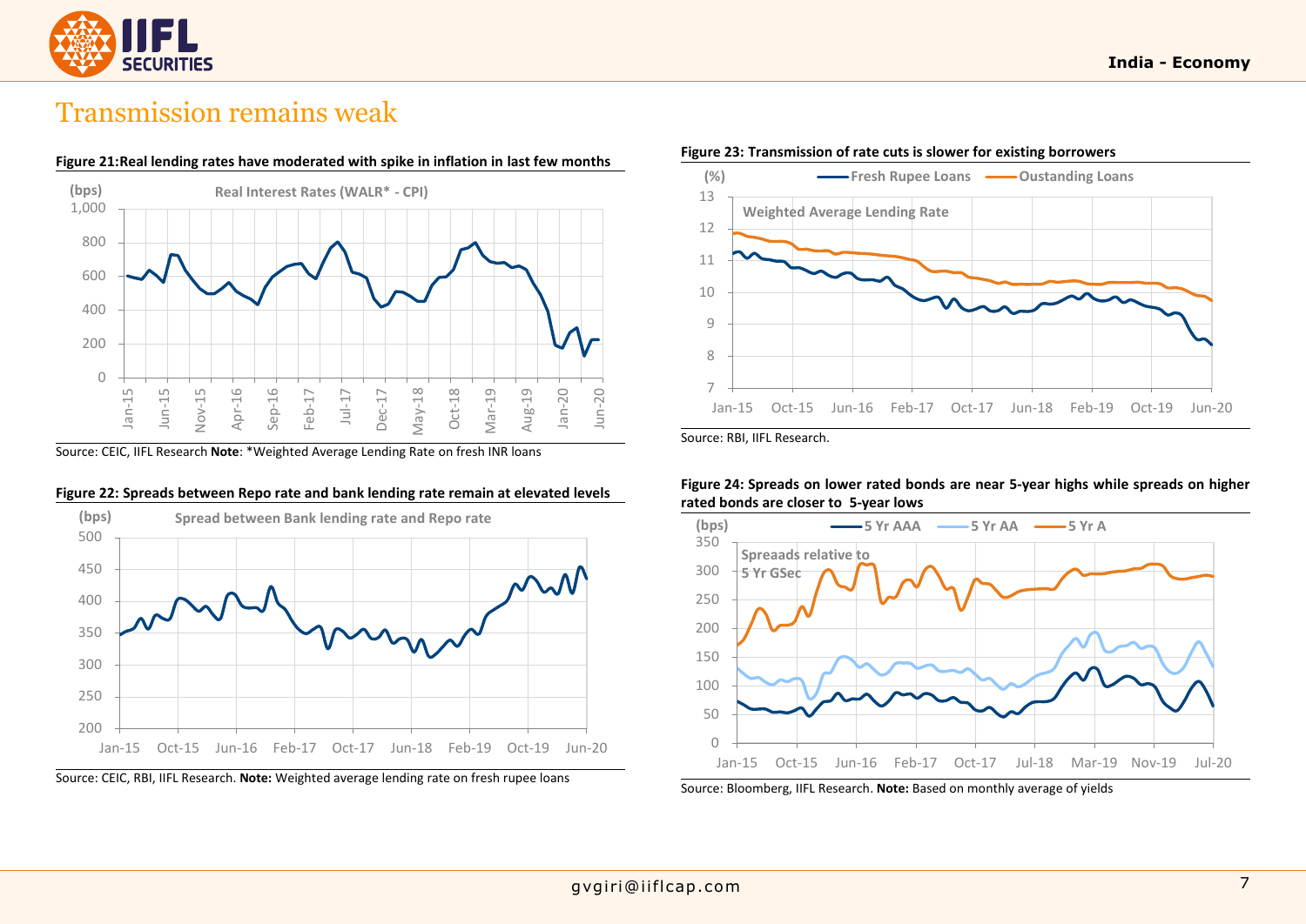# Transmission remains weak

**Figure 21: Real lending rates have moderated with spike in inflation in last few months**

Source: CEIC, IIFL Research **Note**: *Weighted Average Lending Rate on fresh INR loans

**Figure 22: Spreads between Repo rate and bank lending rate remain at elevated levels**

Source: CEIC, RBI, IIFL Research. **Note:** Weighted average lending rate on fresh rupee loans

**Figure 23: Transmission of rate cuts is slower for existing borrowers**

Source: RBI, IIFL Research.

**Figure 24: Spreads on lower rated bonds are near 5-year highs while spreads on higher rated bonds are closer to 5-year lows**

Source: Bloomberg, IIFL Research. **Note:** Based on monthly average of yields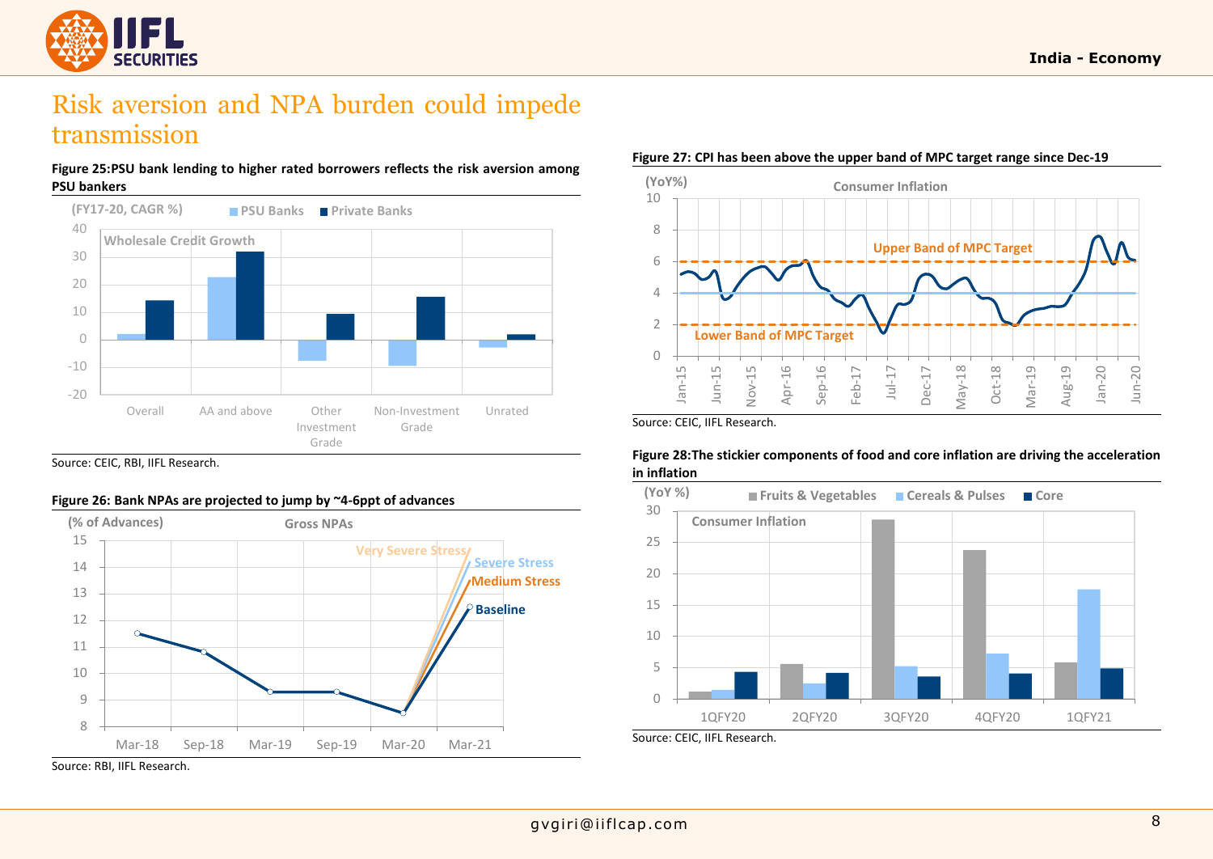# Risk aversion and NPA burden could impede transmission

**Figure 25:PSU bank lending to higher rated borrowers reflects the risk aversion among PSU bankers**

Source: CEIC, RBI, IIFL Research.

**Figure 26: Bank NPAs are projected to jump by ~4-6ppt of advances**

Source: RBI, IIFL Research.

**Figure 27: CPI has been above the upper band of MPC target range since Dec-19**

Source: CEIC, IIFL Research.

**Figure 28:The stickier components of food and core inflation are driving the acceleration in inflation**

Source: CEIC, IIFL Research.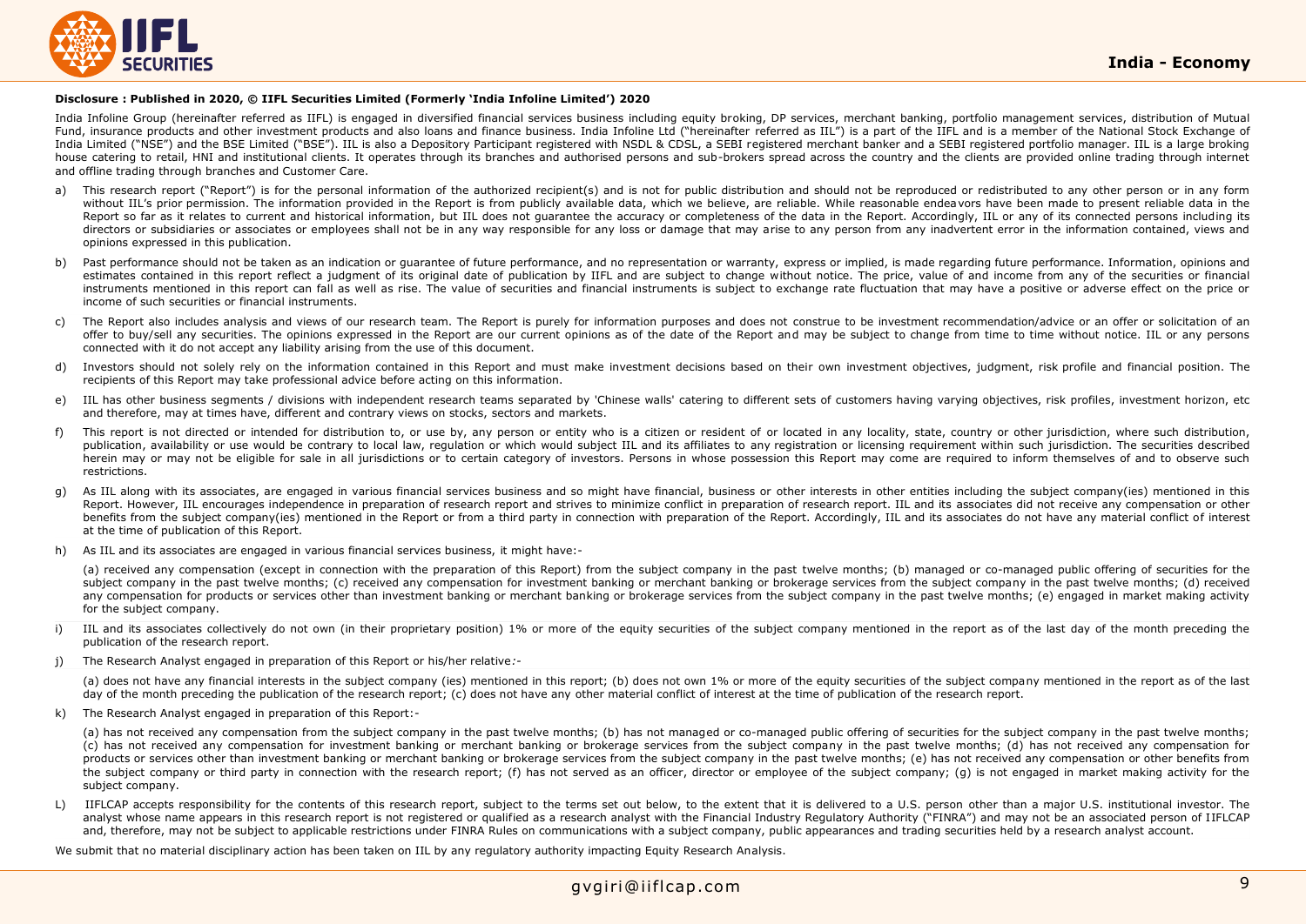**Disclosure : Published in 2020, © IIFL Securities Limited (Formerly 'India Infoline Limited') 2020**

India Infoline Group (hereinafter referred as IIFL) is engaged in diversified financial services business including equity broking, DP services, merchant banking, portfolio management services, distribution of Mutual Fund, insurance products and other investment products and also loans and finance business. India Infoline Ltd ("hereinafter referred as IIL") is a part of the IIFL and is a member of the National Stock Exchange of India Limited ("NSE") and the BSE Limited ("BSE"). IIL is also a Depository Participant registered with NSDL & CDSL, a SEBI registered merchant banker and a SEBI registered portfolio manager. IIL is a large broking house catering to retail, HNI and institutional clients. It operates through its branches and authorised persons and sub-brokers spread across the country and the clients are provided online trading through internet and offline trading through branches and Customer Care.

a) This research report ("Report") is for the personal information of the authorized recipient(s) and is not for public distribution and should not be reproduced or redistributed to any other person or in any form without IIL's prior permission. The information provided in the Report is from publicly available data, which we believe, are reliable. While reasonable endeavors have been made to present reliable data in the Report so far as it relates to current and historical information, but IIL does not guarantee the accuracy or completeness of the data in the Report. Accordingly, IIL or any of its connected persons including its directors or subsidiaries or associates or employees shall not be in any way responsible for any loss or damage that may arise to any person from any inadvertent error in the information contained, views and opinions expressed in this publication.

b) Past performance should not be taken as an indication or guarantee of future performance, and no representation or warranty, express or implied, is made regarding future performance. Information, opinions and estimates contained in this report reflect a judgment of its original date of publication by IIFL and are subject to change without notice. The price, value of and income from any of the securities or financial instruments mentioned in this report can fall as well as rise. The value of securities and financial instruments is subject to exchange rate fluctuation that may have a positive or adverse effect on the price or income of such securities or financial instruments.

c) The Report also includes analysis and views of our research team. The Report is purely for information purposes and does not construe to be investment recommendation/advice or an offer or solicitation of an offer to buy/sell any securities. The opinions expressed in the Report are our current opinions as of the date of the Report and may be subject to change from time to time without notice. IIL or any persons connected with it do not accept any liability arising from the use of this document.

d) Investors should not solely rely on the information contained in this Report and must make investment decisions based on their own investment objectives, judgment, risk profile and financial position. The recipients of this Report may take professional advice before acting on this information.

e) IIL has other business segments / divisions with independent research teams separated by 'Chinese walls' catering to different sets of customers having varying objectives, risk profiles, investment horizon, etc and therefore, may at times have, different and contrary views on stocks, sectors and markets.

f) This report is not directed or intended for distribution to, or use by, any person or entity who is a citizen or resident of or located in any locality, state, country or other jurisdiction, where such distribution, publication, availability or use would be contrary to local law, regulation or which would subject IIL and its affiliates to any registration or licensing requirement within such jurisdiction. The securities described herein may or may not be eligible for sale in all jurisdictions or to certain category of investors. Persons in whose possession this Report may come are required to inform themselves of and to observe such restrictions.

g) As IIL along with its associates, are engaged in various financial services business and so might have financial, business or other interests in other entities including the subject company(ies) mentioned in this Report. However, IIL encourages independence in preparation of research report and strives to minimize conflict in preparation of research report. IIL and its associates did not receive any compensation or other benefits from the subject company(ies) mentioned in the Report or from a third party in connection with preparation of the Report. Accordingly, IIL and its associates do not have any material conflict of interest at the time of publication of this Report.

h) As IIL and its associates are engaged in various financial services business, it might have:-

   (a) received any compensation (except in connection with the preparation of this Report) from the subject company in the past twelve months; (b) managed or co-managed public offering of securities for the subject company in the past twelve months; (c) received any compensation for investment banking or merchant banking or brokerage services from the subject company in the past twelve months; (d) received any compensation for products or services other than investment banking or merchant banking or brokerage services from the subject company in the past twelve months; (e) engaged in market making activity for the subject company.

i) IIL and its associates collectively do not own (in their proprietary position) 1% or more of the equity securities of the subject company mentioned in the report as of the last day of the month preceding the publication of the research report.

j) The Research Analyst engaged in preparation of this Report or his/her relative:-

   (a) does not have any financial interests in the subject company (ies) mentioned in this report; (b) does not own 1% or more of the equity securities of the subject company mentioned in the report as of the last day of the month preceding the publication of the research report; (c) does not have any other material conflict of interest at the time of publication of the research report.

k) The Research Analyst engaged in preparation of this Report:-

   (a) has not received any compensation from the subject company in the past twelve months; (b) has not managed or co-managed public offering of securities for the subject company in the past twelve months; (c) has not received any compensation for investment banking or merchant banking or brokerage services from the subject company in the past twelve months; (d) has not received any compensation for products or services other than investment banking or merchant banking or brokerage services from the subject company in the past twelve months; (e) has not received any compensation or other benefits from the subject company or third party in connection with the research report; (f) has not served as an officer, director or employee of the subject company; (g) is not engaged in market making activity for the subject company.

L) IIFLCAP accepts responsibility for the contents of this research report, subject to the terms set out below, to the extent that it is delivered to a U.S. person other than a major U.S. institutional investor. The analyst whose name appears in this research report is not registered or qualified as a research analyst with the Financial Industry Regulatory Authority ("FINRA") and may not be an associated person of IIFLCAP and, therefore, may not be subject to applicable restrictions under FINRA Rules on communications with a subject company, public appearances and trading securities held by a research analyst account.

We submit that no material disciplinary action has been taken on IIL by any regulatory authority impacting Equity Research Analysis.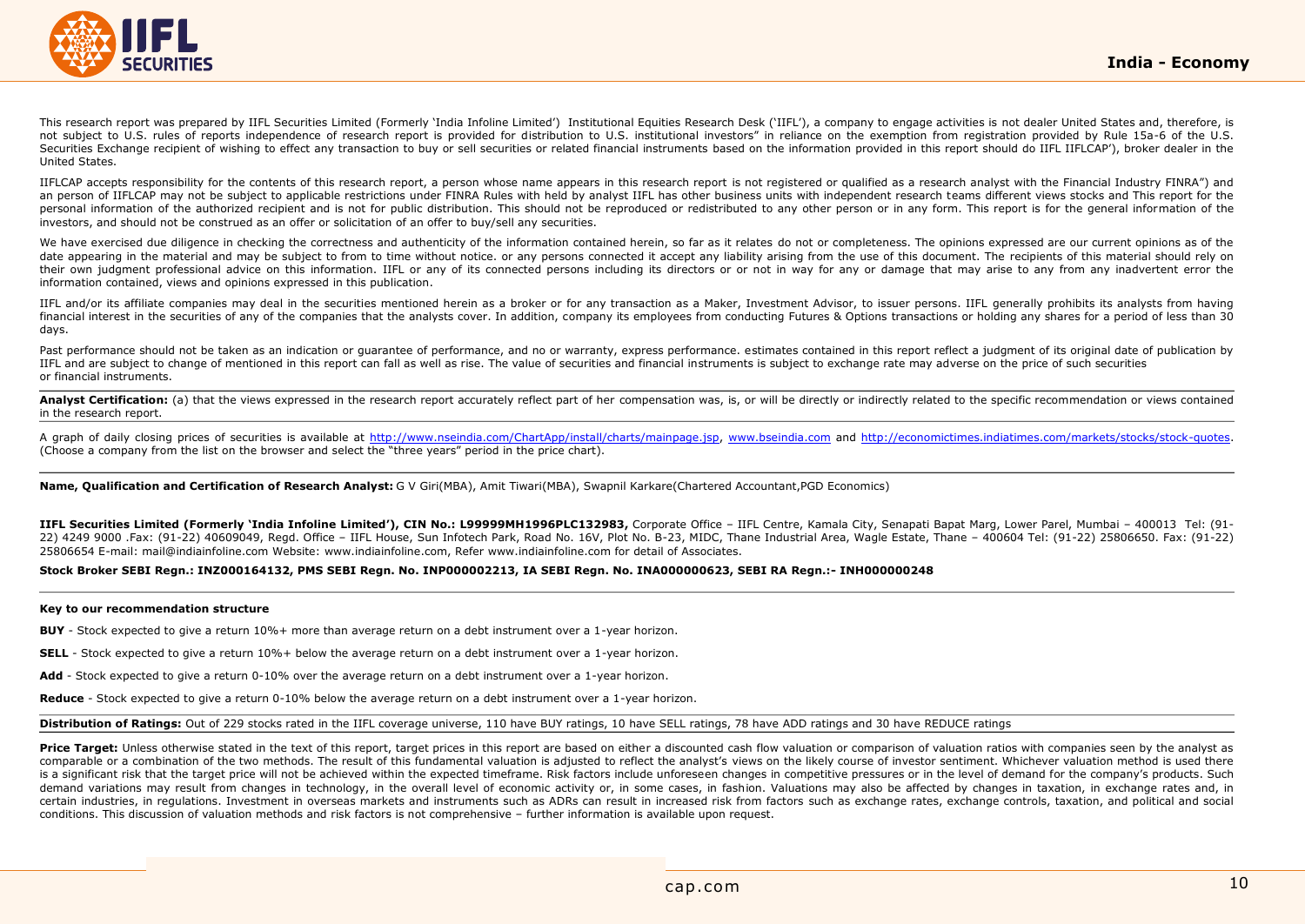This research report was prepared by IIFL Securities Limited (Formerly 'India Infoline Limited') Institutional Equities Research Desk ('IIFL'), a company to engage activities is not dealer United States and, therefore, is not subject to U.S. rules of reports independence of research report is provided for distribution to U.S. institutional investors" in reliance on the exemption from registration provided by Rule 15a-6 of the U.S. Securities Exchange recipient of wishing to effect any transaction to buy or sell securities or related financial instruments based on the information provided in this report should do IIFL IIFLCAP'), broker dealer in the United States.

IIFLCAP accepts responsibility for the contents of this research report, a person whose name appears in this research report is not registered or qualified as a research analyst with the Financial Industry FINRA") and an person of IIFLCAP may not be subject to applicable restrictions under FINRA Rules with held by analyst IIFL has other business units with independent research teams different views stocks and This report for the personal information of the authorized recipient and is not for public distribution. This should not be reproduced or redistributed to any other person or in any form. This report is for the general information of the investors, and should not be construed as an offer or solicitation of an offer to buy/sell any securities.

We have exercised due diligence in checking the correctness and authenticity of the information contained herein, so far as it relates do not or completeness. The opinions expressed are our current opinions as of the date appearing in the material and may be subject to from to time without notice. or any persons connected it accept any liability arising from the use of this document. The recipients of this material should rely on their own judgment professional advice on this information. IIFL or any of its connected persons including its directors or or not in way for any or damage that may arise to any from any inadvertent error the information contained, views and opinions expressed in this publication.

IIFL and/or its affiliate companies may deal in the securities mentioned herein as a broker or for any transaction as a Maker, Investment Advisor, to issuer persons. IIFL generally prohibits its analysts from having financial interest in the securities of any of the companies that the analysts cover. In addition, company its employees from conducting Futures & Options transactions or holding any shares for a period of less than 30 days.

Past performance should not be taken as an indication or guarantee of performance, and no or warranty, express performance. estimates contained in this report reflect a judgment of its original date of publication by IIFL and are subject to change of mentioned in this report can fall as well as rise. The value of securities and financial instruments is subject to exchange rate may adverse on the price of such securities or financial instruments.

**Analyst Certification:** (a) that the views expressed in the research report accurately reflect part of her compensation was, is, or will be directly or indirectly related to the specific recommendation or views contained in the research report.

A graph of daily closing prices of securities is available at http://www.nseindia.com/ChartApp/install/charts/mainpage.jsp, www.bseindia.com and http://economictimes.indiatimes.com/markets/stocks/stock-quotes. (Choose a company from the list on the browser and select the "three years" period in the price chart).

**Name, Qualification and Certification of Research Analyst:** G V Giri(MBA), Amit Tiwari(MBA), Swapnil Karkare(Chartered Accountant,PGD Economics)

**IIFL Securities Limited (Formerly 'India Infoline Limited'), CIN No.: L99999MH1996PLC132983,** Corporate Office – IIFL Centre, Kamala City, Senapati Bapat Marg, Lower Parel, Mumbai – 400013 Tel: (91-22) 4249 9000 .Fax: (91-22) 40609049, Regd. Office – IIFL House, Sun Infotech Park, Road No. 16V, Plot No. B-23, MIDC, Thane Industrial Area, Wagle Estate, Thane – 400604 Tel: (91-22) 25806650. Fax: (91-22) 25806654 E-mail: mail@indiainfoline.com Website: www.indiainfoline.com, Refer www.indiainfoline.com for detail of Associates.

**Stock Broker SEBI Regn.: INZ000164132, PMS SEBI Regn. No. INP000002213, IA SEBI Regn. No. INA000000623, SEBI RA Regn.:- INH000000248**

**Key to our recommendation structure**

**BUY** - Stock expected to give a return 10%+ more than average return on a debt instrument over a 1-year horizon.

**SELL** - Stock expected to give a return 10%+ below the average return on a debt instrument over a 1-year horizon.

**Add** - Stock expected to give a return 0-10% over the average return on a debt instrument over a 1-year horizon.

**Reduce** - Stock expected to give a return 0-10% below the average return on a debt instrument over a 1-year horizon.

**Distribution of Ratings:** Out of 229 stocks rated in the IIFL coverage universe, 110 have BUY ratings, 10 have SELL ratings, 78 have ADD ratings and 30 have REDUCE ratings

**Price Target:** Unless otherwise stated in the text of this report, target prices in this report are based on either a discounted cash flow valuation or comparison of valuation ratios with companies seen by the analyst as comparable or a combination of the two methods. The result of this fundamental valuation is adjusted to reflect the analyst's views on the likely course of investor sentiment. Whichever valuation method is used there is a significant risk that the target price will not be achieved within the expected timeframe. Risk factors include unforeseen changes in competitive pressures or in the level of demand for the company's products. Such demand variations may result from changes in technology, in the overall level of economic activity or, in some cases, in fashion. Valuations may also be affected by changes in taxation, in exchange rates and, in certain industries, in regulations. Investment in overseas markets and instruments such as ADRs can result in increased risk from factors such as exchange rates, exchange controls, taxation, and political and social conditions. This discussion of valuation methods and risk factors is not comprehensive – further information is available upon request.